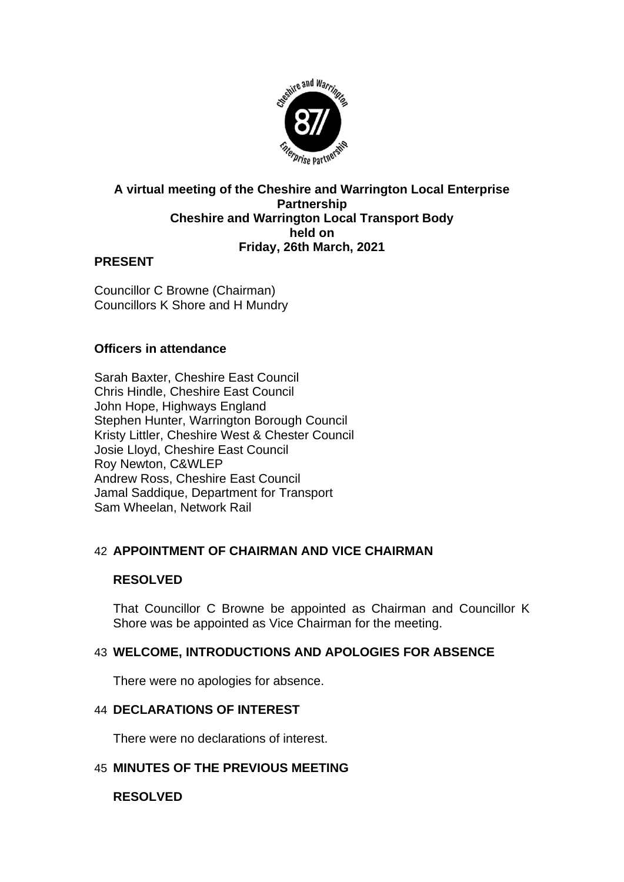**A virtual meeting of the Cheshire and Warrington Local Enterprise Partnership**
**Cheshire and Warrington Local Transport Body**
**held on**
**Friday, 26th March, 2021**

**PRESENT**

Councillor C Browne (Chairman)
Councillors K Shore and H Mundry

**Officers in attendance**

Sarah Baxter, Cheshire East Council
Chris Hindle, Cheshire East Council
John Hope, Highways England
Stephen Hunter, Warrington Borough Council
Kristy Littler, Cheshire West & Chester Council
Josie Lloyd, Cheshire East Council
Roy Newton, C&WLEP
Andrew Ross, Cheshire East Council
Jamal Saddique, Department for Transport
Sam Wheelan, Network Rail

## 42 APPOINTMENT OF CHAIRMAN AND VICE CHAIRMAN

**RESOLVED**

That Councillor C Browne be appointed as Chairman and Councillor K Shore was be appointed as Vice Chairman for the meeting.

## 43 WELCOME, INTRODUCTIONS AND APOLOGIES FOR ABSENCE

There were no apologies for absence.

## 44 DECLARATIONS OF INTEREST

There were no declarations of interest.

## 45 MINUTES OF THE PREVIOUS MEETING

**RESOLVED**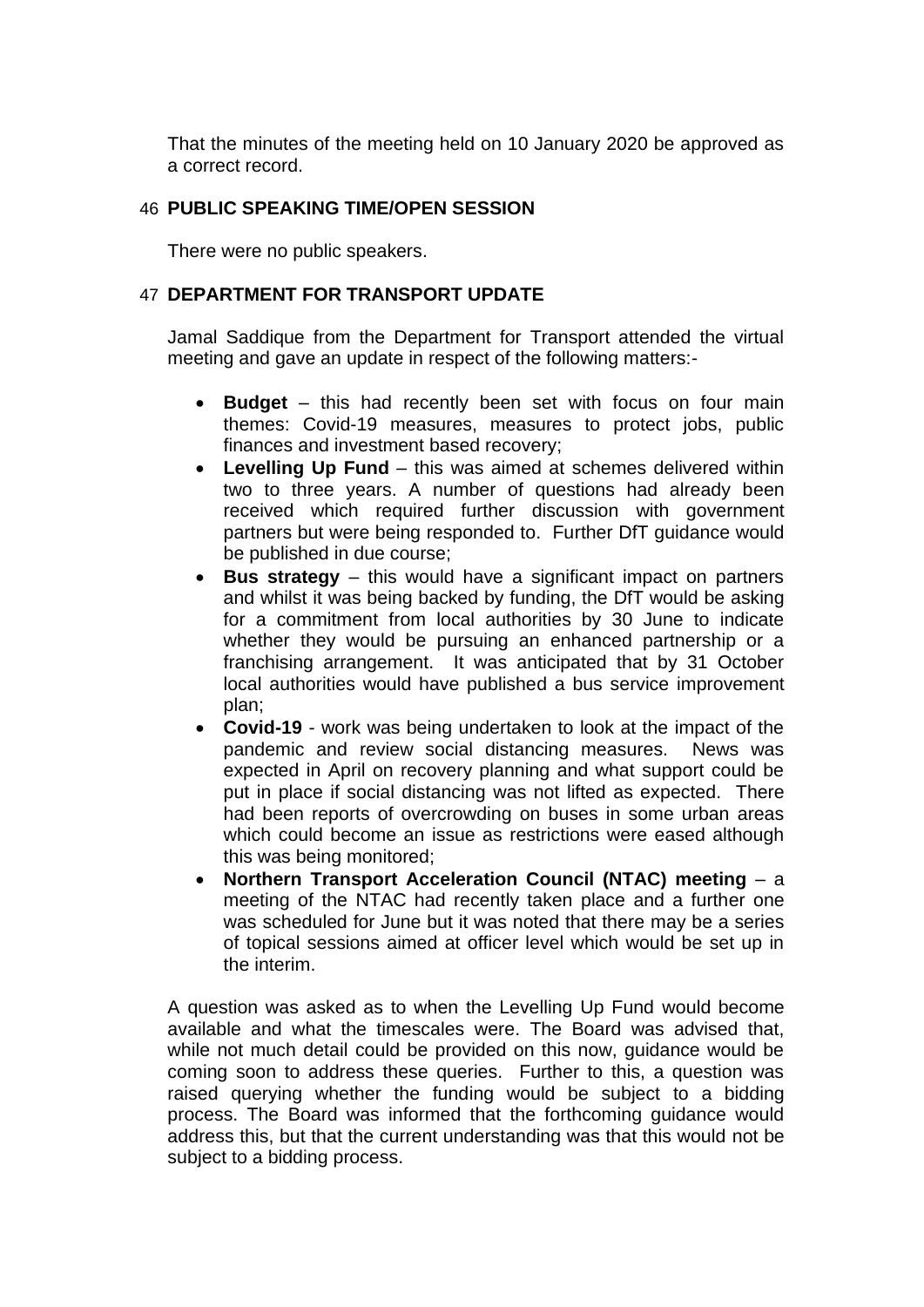That the minutes of the meeting held on 10 January 2020 be approved as a correct record.

## 46 PUBLIC SPEAKING TIME/OPEN SESSION

There were no public speakers.

## 47 DEPARTMENT FOR TRANSPORT UPDATE

Jamal Saddique from the Department for Transport attended the virtual meeting and gave an update in respect of the following matters:-

- **Budget** – this had recently been set with focus on four main themes: Covid-19 measures, measures to protect jobs, public finances and investment based recovery;
- **Levelling Up Fund** – this was aimed at schemes delivered within two to three years. A number of questions had already been received which required further discussion with government partners but were being responded to. Further DfT guidance would be published in due course;
- **Bus strategy** – this would have a significant impact on partners and whilst it was being backed by funding, the DfT would be asking for a commitment from local authorities by 30 June to indicate whether they would be pursuing an enhanced partnership or a franchising arrangement. It was anticipated that by 31 October local authorities would have published a bus service improvement plan;
- **Covid-19** - work was being undertaken to look at the impact of the pandemic and review social distancing measures. News was expected in April on recovery planning and what support could be put in place if social distancing was not lifted as expected. There had been reports of overcrowding on buses in some urban areas which could become an issue as restrictions were eased although this was being monitored;
- **Northern Transport Acceleration Council (NTAC) meeting** – a meeting of the NTAC had recently taken place and a further one was scheduled for June but it was noted that there may be a series of topical sessions aimed at officer level which would be set up in the interim.

A question was asked as to when the Levelling Up Fund would become available and what the timescales were. The Board was advised that, while not much detail could be provided on this now, guidance would be coming soon to address these queries. Further to this, a question was raised querying whether the funding would be subject to a bidding process. The Board was informed that the forthcoming guidance would address this, but that the current understanding was that this would not be subject to a bidding process.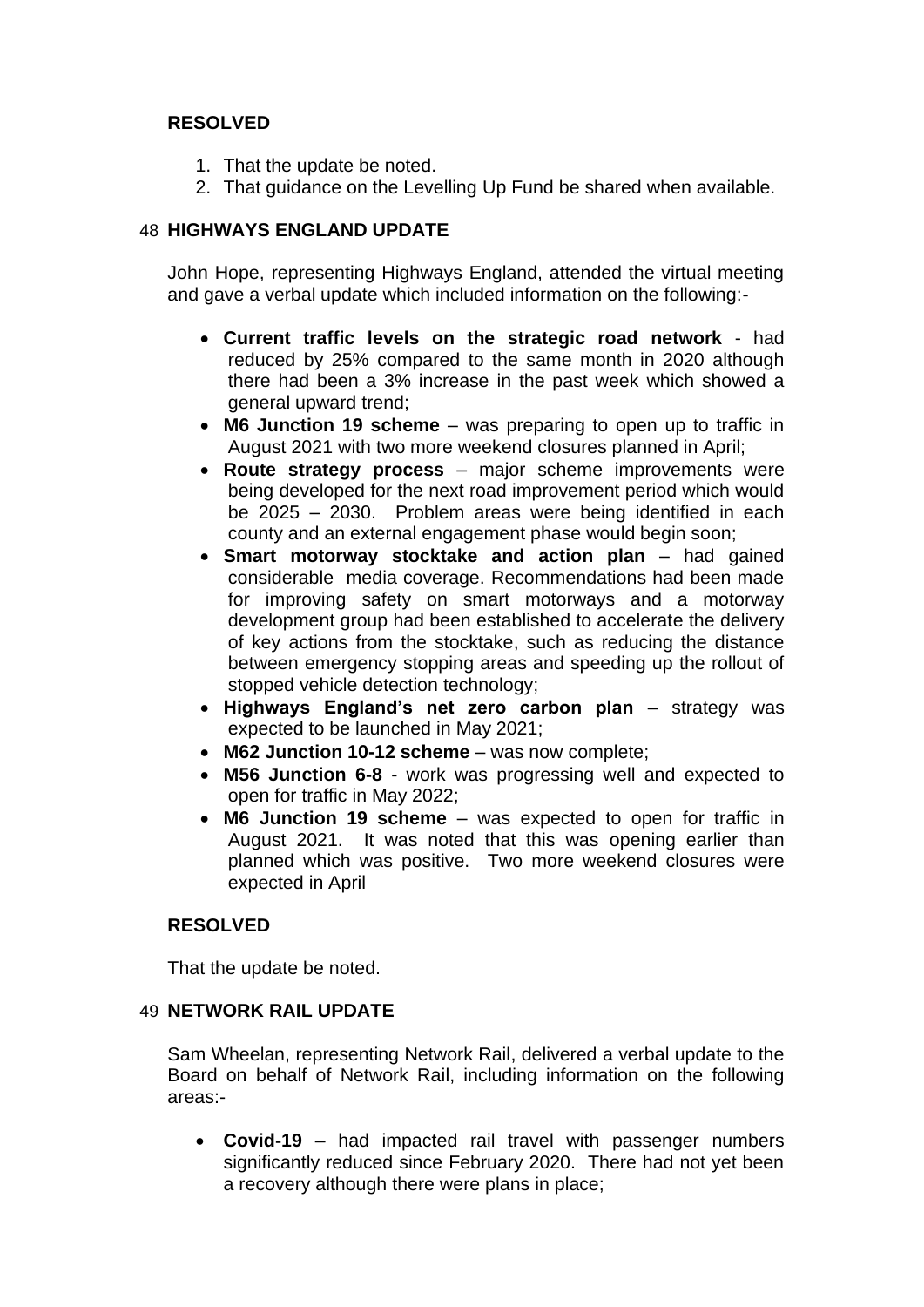**RESOLVED**

1. That the update be noted.
2. That guidance on the Levelling Up Fund be shared when available.

## 48 HIGHWAYS ENGLAND UPDATE

John Hope, representing Highways England, attended the virtual meeting and gave a verbal update which included information on the following:-

- **Current traffic levels on the strategic road network** - had reduced by 25% compared to the same month in 2020 although there had been a 3% increase in the past week which showed a general upward trend;
- **M6 Junction 19 scheme** – was preparing to open up to traffic in August 2021 with two more weekend closures planned in April;
- **Route strategy process** – major scheme improvements were being developed for the next road improvement period which would be 2025 – 2030. Problem areas were being identified in each county and an external engagement phase would begin soon;
- **Smart motorway stocktake and action plan** – had gained considerable media coverage. Recommendations had been made for improving safety on smart motorways and a motorway development group had been established to accelerate the delivery of key actions from the stocktake, such as reducing the distance between emergency stopping areas and speeding up the rollout of stopped vehicle detection technology;
- **Highways England's net zero carbon plan** – strategy was expected to be launched in May 2021;
- **M62 Junction 10-12 scheme** – was now complete;
- **M56 Junction 6-8** - work was progressing well and expected to open for traffic in May 2022;
- **M6 Junction 19 scheme** – was expected to open for traffic in August 2021. It was noted that this was opening earlier than planned which was positive. Two more weekend closures were expected in April

**RESOLVED**

That the update be noted.

## 49 NETWORK RAIL UPDATE

Sam Wheelan, representing Network Rail, delivered a verbal update to the Board on behalf of Network Rail, including information on the following areas:-

- **Covid-19** – had impacted rail travel with passenger numbers significantly reduced since February 2020. There had not yet been a recovery although there were plans in place;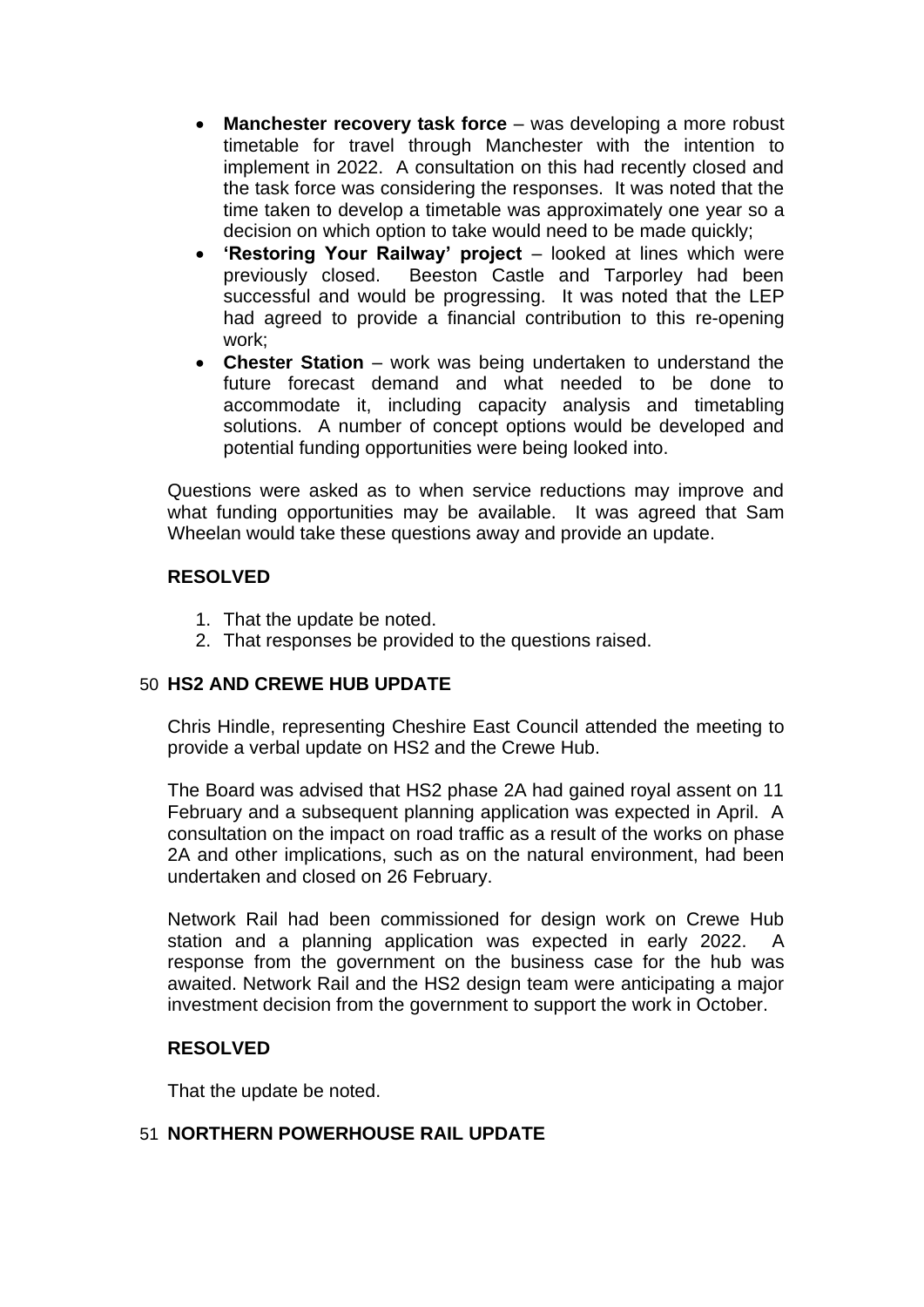- **Manchester recovery task force** – was developing a more robust timetable for travel through Manchester with the intention to implement in 2022. A consultation on this had recently closed and the task force was considering the responses. It was noted that the time taken to develop a timetable was approximately one year so a decision on which option to take would need to be made quickly;
- **'Restoring Your Railway' project** – looked at lines which were previously closed. Beeston Castle and Tarporley had been successful and would be progressing. It was noted that the LEP had agreed to provide a financial contribution to this re-opening work;
- **Chester Station** – work was being undertaken to understand the future forecast demand and what needed to be done to accommodate it, including capacity analysis and timetabling solutions. A number of concept options would be developed and potential funding opportunities were being looked into.

Questions were asked as to when service reductions may improve and what funding opportunities may be available. It was agreed that Sam Wheelan would take these questions away and provide an update.

**RESOLVED**

1. That the update be noted.
2. That responses be provided to the questions raised.

## 50 HS2 AND CREWE HUB UPDATE

Chris Hindle, representing Cheshire East Council attended the meeting to provide a verbal update on HS2 and the Crewe Hub.

The Board was advised that HS2 phase 2A had gained royal assent on 11 February and a subsequent planning application was expected in April. A consultation on the impact on road traffic as a result of the works on phase 2A and other implications, such as on the natural environment, had been undertaken and closed on 26 February.

Network Rail had been commissioned for design work on Crewe Hub station and a planning application was expected in early 2022. A response from the government on the business case for the hub was awaited. Network Rail and the HS2 design team were anticipating a major investment decision from the government to support the work in October.

**RESOLVED**

That the update be noted.

## 51 NORTHERN POWERHOUSE RAIL UPDATE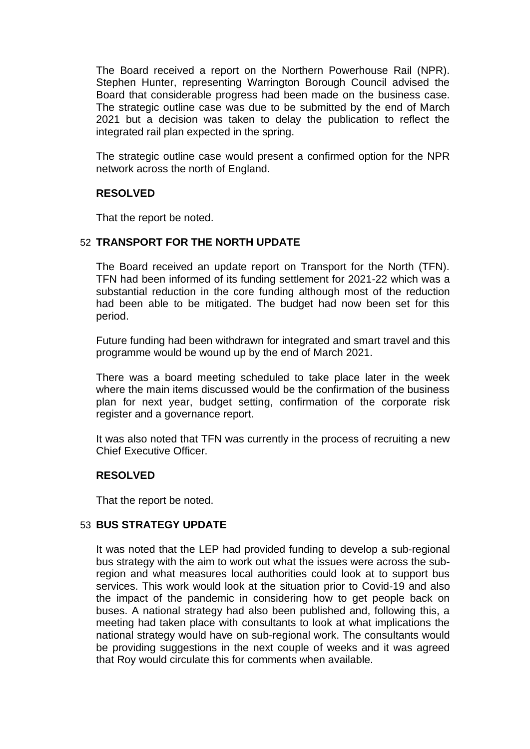The Board received a report on the Northern Powerhouse Rail (NPR). Stephen Hunter, representing Warrington Borough Council advised the Board that considerable progress had been made on the business case. The strategic outline case was due to be submitted by the end of March 2021 but a decision was taken to delay the publication to reflect the integrated rail plan expected in the spring.

The strategic outline case would present a confirmed option for the NPR network across the north of England.

**RESOLVED**

That the report be noted.

## 52 TRANSPORT FOR THE NORTH UPDATE

The Board received an update report on Transport for the North (TFN). TFN had been informed of its funding settlement for 2021-22 which was a substantial reduction in the core funding although most of the reduction had been able to be mitigated. The budget had now been set for this period.

Future funding had been withdrawn for integrated and smart travel and this programme would be wound up by the end of March 2021.

There was a board meeting scheduled to take place later in the week where the main items discussed would be the confirmation of the business plan for next year, budget setting, confirmation of the corporate risk register and a governance report.

It was also noted that TFN was currently in the process of recruiting a new Chief Executive Officer.

**RESOLVED**

That the report be noted.

## 53 BUS STRATEGY UPDATE

It was noted that the LEP had provided funding to develop a sub-regional bus strategy with the aim to work out what the issues were across the sub-region and what measures local authorities could look at to support bus services. This work would look at the situation prior to Covid-19 and also the impact of the pandemic in considering how to get people back on buses. A national strategy had also been published and, following this, a meeting had taken place with consultants to look at what implications the national strategy would have on sub-regional work. The consultants would be providing suggestions in the next couple of weeks and it was agreed that Roy would circulate this for comments when available.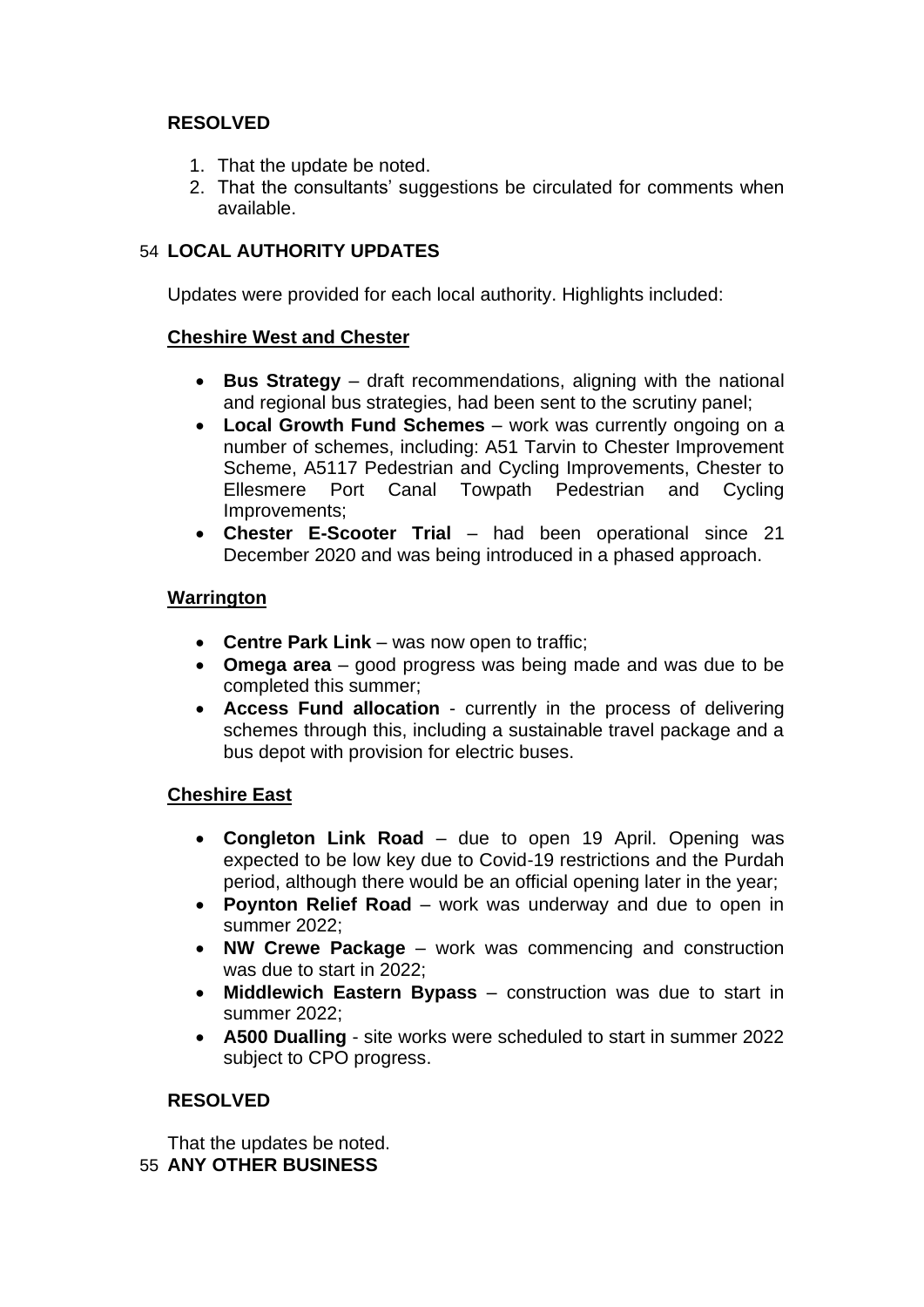**RESOLVED**

1. That the update be noted.
2. That the consultants' suggestions be circulated for comments when available.

## 54 LOCAL AUTHORITY UPDATES

Updates were provided for each local authority. Highlights included:

**Cheshire West and Chester**

- **Bus Strategy** – draft recommendations, aligning with the national and regional bus strategies, had been sent to the scrutiny panel;
- **Local Growth Fund Schemes** – work was currently ongoing on a number of schemes, including: A51 Tarvin to Chester Improvement Scheme, A5117 Pedestrian and Cycling Improvements, Chester to Ellesmere Port Canal Towpath Pedestrian and Cycling Improvements;
- **Chester E-Scooter Trial** – had been operational since 21 December 2020 and was being introduced in a phased approach.

**Warrington**

- **Centre Park Link** – was now open to traffic;
- **Omega area** – good progress was being made and was due to be completed this summer;
- **Access Fund allocation** - currently in the process of delivering schemes through this, including a sustainable travel package and a bus depot with provision for electric buses.

**Cheshire East**

- **Congleton Link Road** – due to open 19 April. Opening was expected to be low key due to Covid-19 restrictions and the Purdah period, although there would be an official opening later in the year;
- **Poynton Relief Road** – work was underway and due to open in summer 2022;
- **NW Crewe Package** – work was commencing and construction was due to start in 2022;
- **Middlewich Eastern Bypass** – construction was due to start in summer 2022;
- **A500 Dualling** - site works were scheduled to start in summer 2022 subject to CPO progress.

**RESOLVED**

That the updates be noted.

## 55 ANY OTHER BUSINESS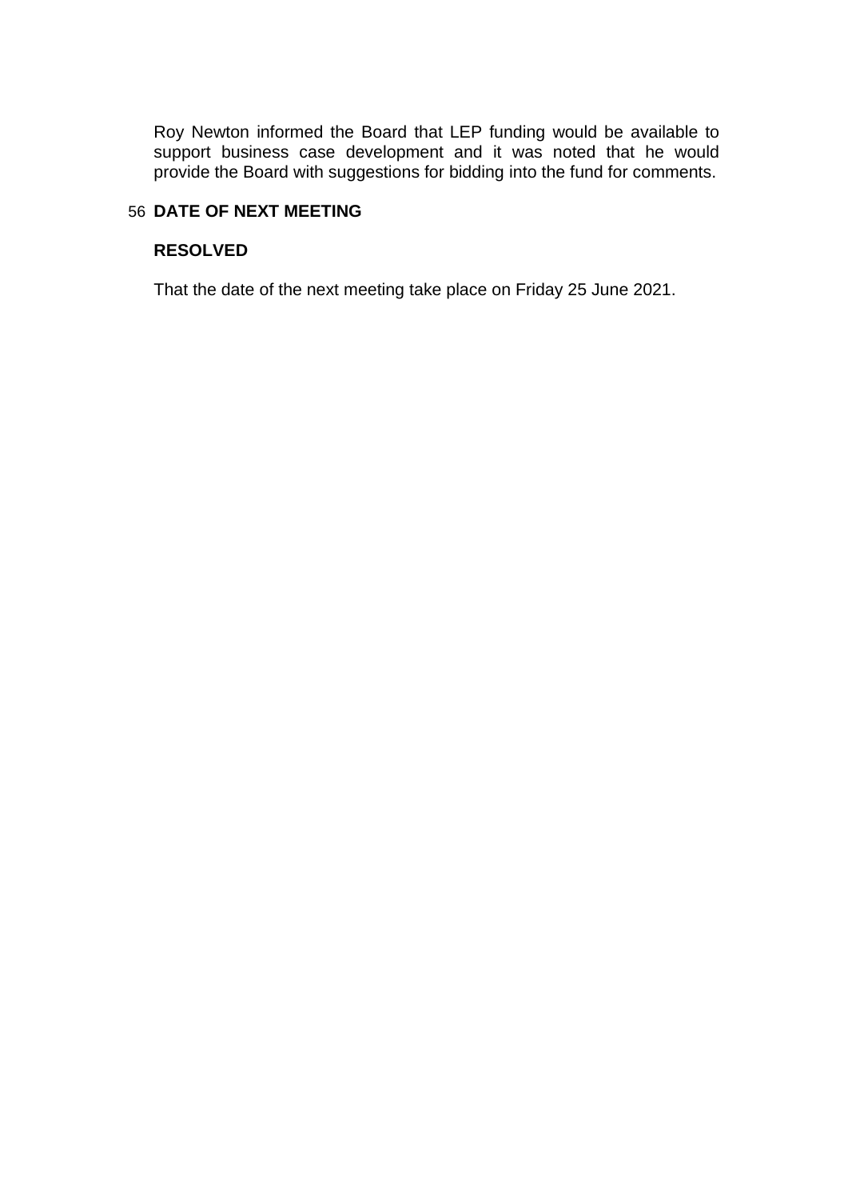Roy Newton informed the Board that LEP funding would be available to support business case development and it was noted that he would provide the Board with suggestions for bidding into the fund for comments.

56 **DATE OF NEXT MEETING**

**RESOLVED**

That the date of the next meeting take place on Friday 25 June 2021.